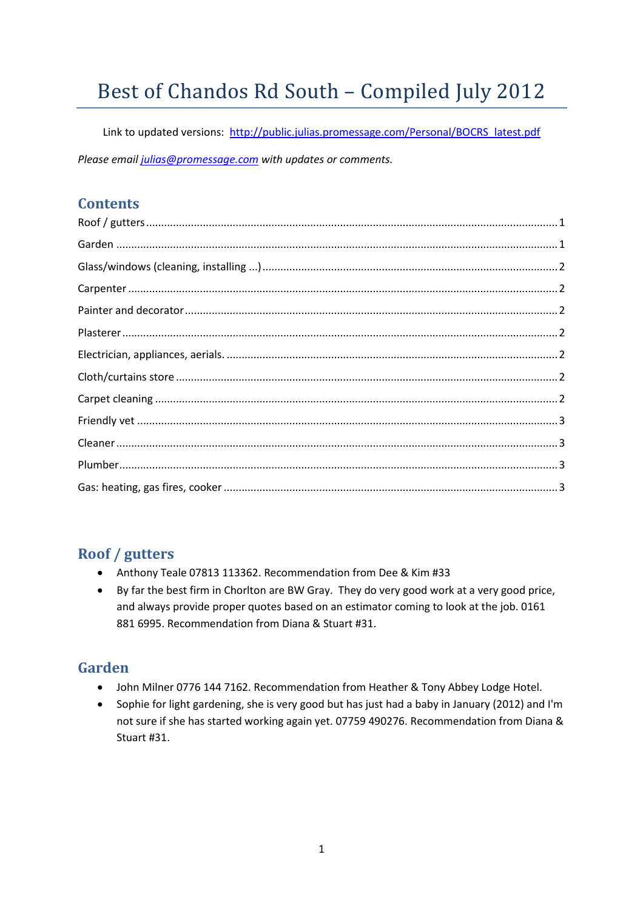# Best of Chandos Rd South – Compiled July 2012

Link to updated versions: [http://public.julias.promessage.com/Personal/BOCRS_latest.pdf](http://public.julias.promessage.com/Personal/BOCRS_latest.pdf)

*Please email [julias@promessage.com](mailto:julias@promessage.com) with updates or comments.*

## Contents

- Roof / gutters ........ 1
- Garden ........ 1
- Glass/windows (cleaning, installing ...) ........ 2
- Carpenter ........ 2
- Painter and decorator ........ 2
- Plasterer ........ 2
- Electrician, appliances, aerials. ........ 2
- Cloth/curtains store ........ 2
- Carpet cleaning ........ 2
- Friendly vet ........ 3
- Cleaner ........ 3
- Plumber ........ 3
- Gas: heating, gas fires, cooker ........ 3

## Roof / gutters

- Anthony Teale 07813 113362. Recommendation from Dee & Kim #33
- By far the best firm in Chorlton are BW Gray. They do very good work at a very good price, and always provide proper quotes based on an estimator coming to look at the job. 0161 881 6995. Recommendation from Diana & Stuart #31.

## Garden

- John Milner 0776 144 7162. Recommendation from Heather & Tony Abbey Lodge Hotel.
- Sophie for light gardening, she is very good but has just had a baby in January (2012) and I'm not sure if she has started working again yet. 07759 490276. Recommendation from Diana & Stuart #31.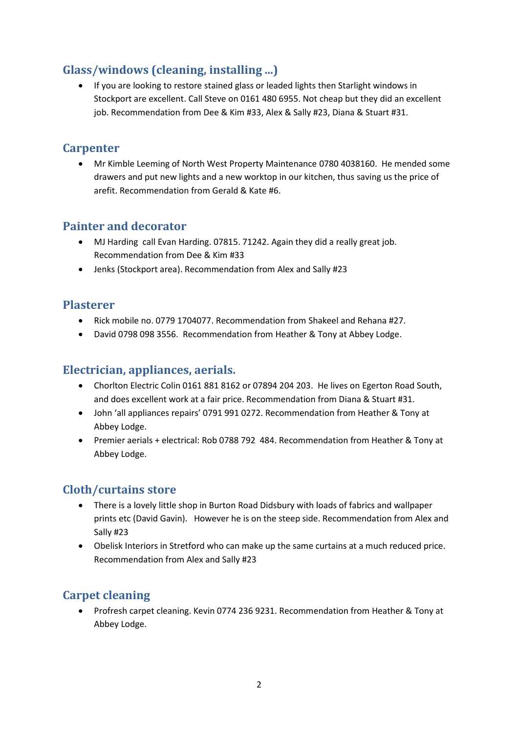## Glass/windows (cleaning, installing ...)

- If you are looking to restore stained glass or leaded lights then Starlight windows in Stockport are excellent. Call Steve on 0161 480 6955. Not cheap but they did an excellent job. Recommendation from Dee & Kim #33, Alex & Sally #23, Diana & Stuart #31.

## Carpenter

- Mr Kimble Leeming of North West Property Maintenance 0780 4038160. He mended some drawers and put new lights and a new worktop in our kitchen, thus saving us the price of arefit. Recommendation from Gerald & Kate #6.

## Painter and decorator

- MJ Harding call Evan Harding. 07815. 71242. Again they did a really great job. Recommendation from Dee & Kim #33
- Jenks (Stockport area). Recommendation from Alex and Sally #23

## Plasterer

- Rick mobile no. 0779 1704077. Recommendation from Shakeel and Rehana #27.
- David 0798 098 3556. Recommendation from Heather & Tony at Abbey Lodge.

## Electrician, appliances, aerials.

- Chorlton Electric Colin 0161 881 8162 or 07894 204 203. He lives on Egerton Road South, and does excellent work at a fair price. Recommendation from Diana & Stuart #31.
- John 'all appliances repairs' 0791 991 0272. Recommendation from Heather & Tony at Abbey Lodge.
- Premier aerials + electrical: Rob 0788 792 484. Recommendation from Heather & Tony at Abbey Lodge.

## Cloth/curtains store

- There is a lovely little shop in Burton Road Didsbury with loads of fabrics and wallpaper prints etc (David Gavin). However he is on the steep side. Recommendation from Alex and Sally #23
- Obelisk Interiors in Stretford who can make up the same curtains at a much reduced price. Recommendation from Alex and Sally #23

## Carpet cleaning

- Profresh carpet cleaning. Kevin 0774 236 9231. Recommendation from Heather & Tony at Abbey Lodge.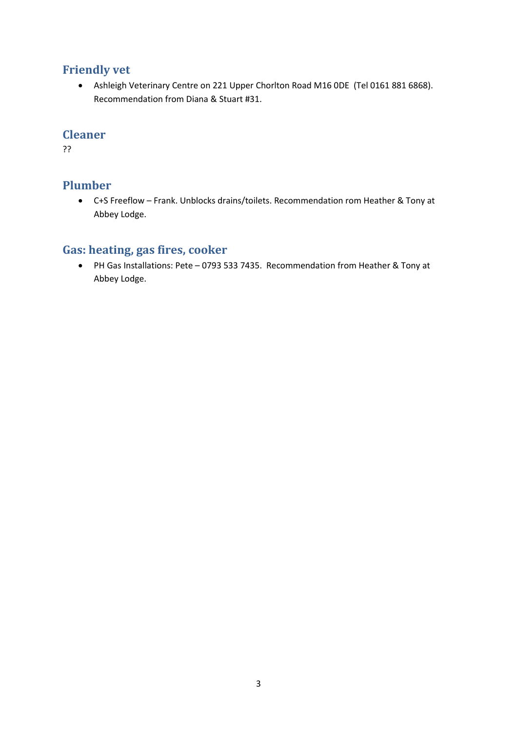## Friendly vet

- Ashleigh Veterinary Centre on 221 Upper Chorlton Road M16 0DE (Tel 0161 881 6868). Recommendation from Diana & Stuart #31.

## Cleaner

??

## Plumber

- C+S Freeflow – Frank. Unblocks drains/toilets. Recommendation rom Heather & Tony at Abbey Lodge.

## Gas: heating, gas fires, cooker

- PH Gas Installations: Pete – 0793 533 7435. Recommendation from Heather & Tony at Abbey Lodge.